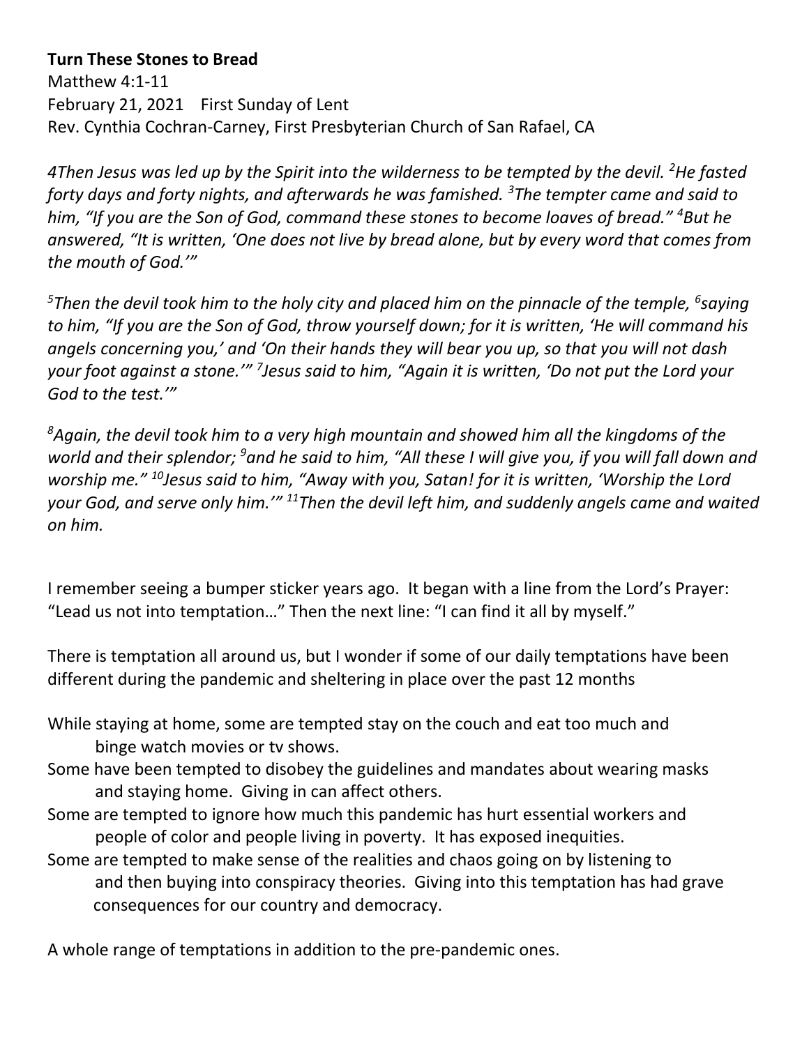**Turn These Stones to Bread**

Matthew 4:1-11
February 21, 2021 First Sunday of Lent
Rev. Cynthia Cochran-Carney, First Presbyterian Church of San Rafael, CA

*4Then Jesus was led up by the Spirit into the wilderness to be tempted by the devil. [2]He fasted forty days and forty nights, and afterwards he was famished. [3]The tempter came and said to him, "If you are the Son of God, command these stones to become loaves of bread." [4]But he answered, "It is written, 'One does not live by bread alone, but by every word that comes from the mouth of God.'"*

*[5]Then the devil took him to the holy city and placed him on the pinnacle of the temple, [6]saying to him, "If you are the Son of God, throw yourself down; for it is written, 'He will command his angels concerning you,' and 'On their hands they will bear you up, so that you will not dash your foot against a stone.'" [7]Jesus said to him, "Again it is written, 'Do not put the Lord your God to the test.'"*

*[8]Again, the devil took him to a very high mountain and showed him all the kingdoms of the world and their splendor; [9]and he said to him, "All these I will give you, if you will fall down and worship me." [10]Jesus said to him, "Away with you, Satan! for it is written, 'Worship the Lord your God, and serve only him.'" [11]Then the devil left him, and suddenly angels came and waited on him.*

I remember seeing a bumper sticker years ago. It began with a line from the Lord's Prayer: "Lead us not into temptation…" Then the next line: "I can find it all by myself."

There is temptation all around us, but I wonder if some of our daily temptations have been different during the pandemic and sheltering in place over the past 12 months

While staying at home, some are tempted stay on the couch and eat too much and binge watch movies or tv shows.
Some have been tempted to disobey the guidelines and mandates about wearing masks and staying home. Giving in can affect others.
Some are tempted to ignore how much this pandemic has hurt essential workers and people of color and people living in poverty. It has exposed inequities.
Some are tempted to make sense of the realities and chaos going on by listening to and then buying into conspiracy theories. Giving into this temptation has had grave consequences for our country and democracy.

A whole range of temptations in addition to the pre-pandemic ones.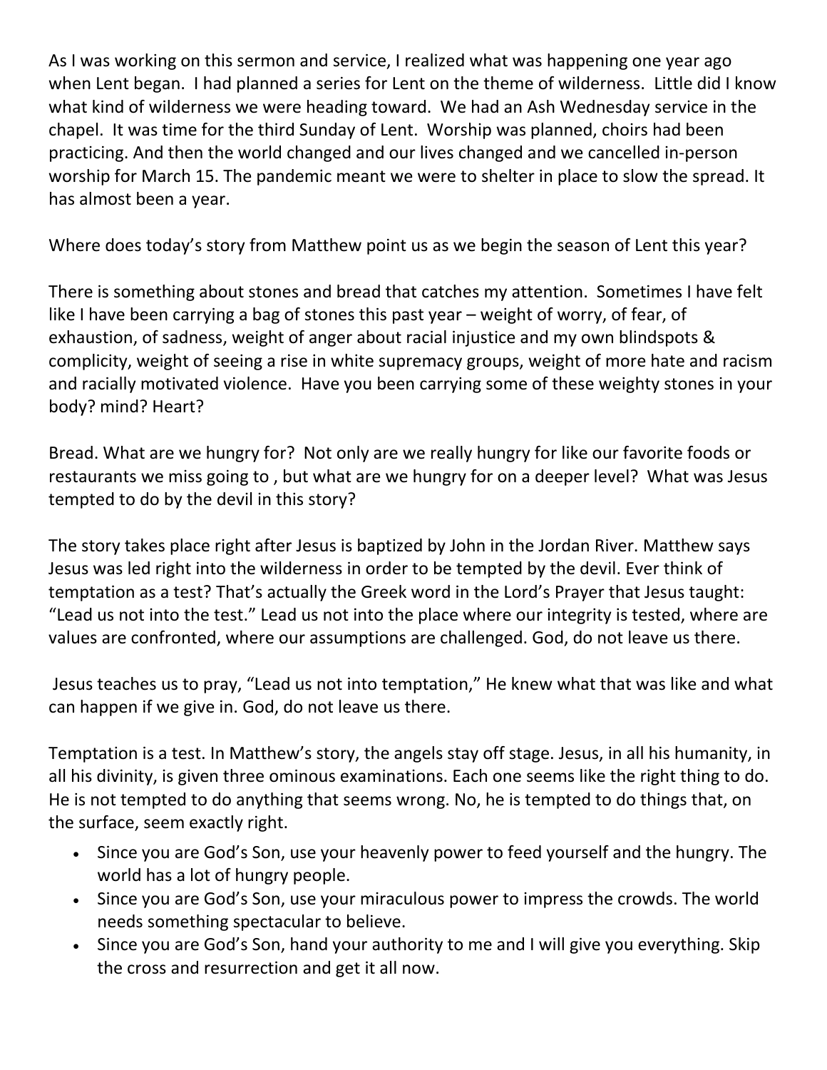As I was working on this sermon and service, I realized what was happening one year ago when Lent began. I had planned a series for Lent on the theme of wilderness. Little did I know what kind of wilderness we were heading toward. We had an Ash Wednesday service in the chapel. It was time for the third Sunday of Lent. Worship was planned, choirs had been practicing. And then the world changed and our lives changed and we cancelled in-person worship for March 15. The pandemic meant we were to shelter in place to slow the spread. It has almost been a year.

Where does today's story from Matthew point us as we begin the season of Lent this year?

There is something about stones and bread that catches my attention. Sometimes I have felt like I have been carrying a bag of stones this past year – weight of worry, of fear, of exhaustion, of sadness, weight of anger about racial injustice and my own blindspots & complicity, weight of seeing a rise in white supremacy groups, weight of more hate and racism and racially motivated violence. Have you been carrying some of these weighty stones in your body? mind? Heart?

Bread. What are we hungry for? Not only are we really hungry for like our favorite foods or restaurants we miss going to , but what are we hungry for on a deeper level? What was Jesus tempted to do by the devil in this story?

The story takes place right after Jesus is baptized by John in the Jordan River. Matthew says Jesus was led right into the wilderness in order to be tempted by the devil. Ever think of temptation as a test? That's actually the Greek word in the Lord's Prayer that Jesus taught: "Lead us not into the test." Lead us not into the place where our integrity is tested, where are values are confronted, where our assumptions are challenged. God, do not leave us there.

Jesus teaches us to pray, "Lead us not into temptation," He knew what that was like and what can happen if we give in. God, do not leave us there.

Temptation is a test. In Matthew's story, the angels stay off stage. Jesus, in all his humanity, in all his divinity, is given three ominous examinations. Each one seems like the right thing to do. He is not tempted to do anything that seems wrong. No, he is tempted to do things that, on the surface, seem exactly right.

- Since you are God's Son, use your heavenly power to feed yourself and the hungry. The world has a lot of hungry people.
- Since you are God's Son, use your miraculous power to impress the crowds. The world needs something spectacular to believe.
- Since you are God's Son, hand your authority to me and I will give you everything. Skip the cross and resurrection and get it all now.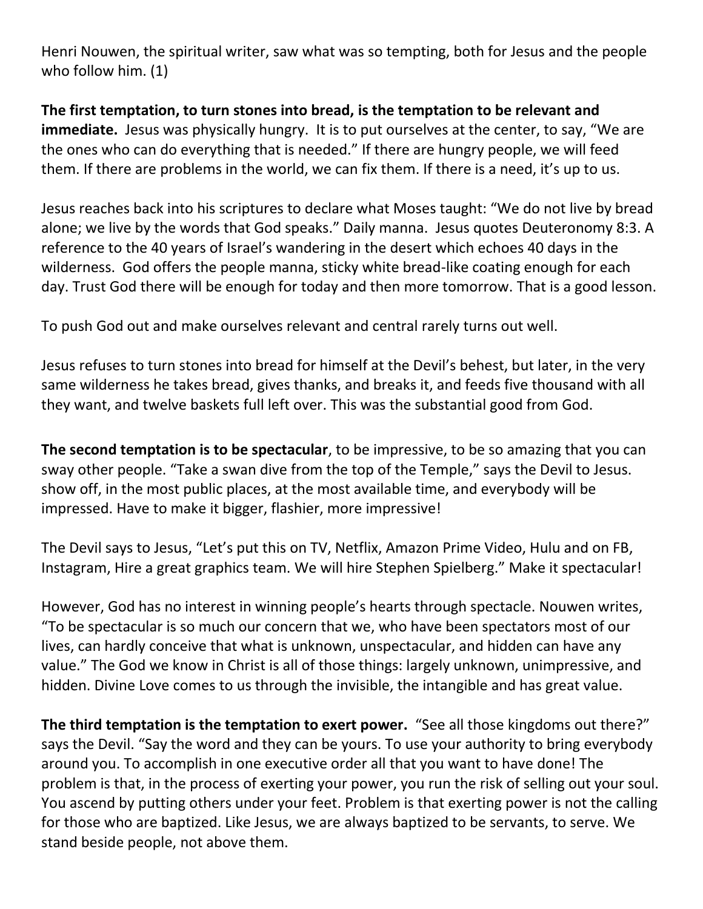Henri Nouwen, the spiritual writer, saw what was so tempting, both for Jesus and the people who follow him. (1)

**The first temptation, to turn stones into bread, is the temptation to be relevant and immediate.** Jesus was physically hungry. It is to put ourselves at the center, to say, "We are the ones who can do everything that is needed." If there are hungry people, we will feed them. If there are problems in the world, we can fix them. If there is a need, it's up to us.

Jesus reaches back into his scriptures to declare what Moses taught: "We do not live by bread alone; we live by the words that God speaks." Daily manna. Jesus quotes Deuteronomy 8:3. A reference to the 40 years of Israel's wandering in the desert which echoes 40 days in the wilderness. God offers the people manna, sticky white bread-like coating enough for each day. Trust God there will be enough for today and then more tomorrow. That is a good lesson.

To push God out and make ourselves relevant and central rarely turns out well.

Jesus refuses to turn stones into bread for himself at the Devil's behest, but later, in the very same wilderness he takes bread, gives thanks, and breaks it, and feeds five thousand with all they want, and twelve baskets full left over. This was the substantial good from God.

**The second temptation is to be spectacular**, to be impressive, to be so amazing that you can sway other people. "Take a swan dive from the top of the Temple," says the Devil to Jesus. show off, in the most public places, at the most available time, and everybody will be impressed. Have to make it bigger, flashier, more impressive!

The Devil says to Jesus, "Let's put this on TV, Netflix, Amazon Prime Video, Hulu and on FB, Instagram, Hire a great graphics team. We will hire Stephen Spielberg." Make it spectacular!

However, God has no interest in winning people's hearts through spectacle. Nouwen writes, "To be spectacular is so much our concern that we, who have been spectators most of our lives, can hardly conceive that what is unknown, unspectacular, and hidden can have any value." The God we know in Christ is all of those things: largely unknown, unimpressive, and hidden. Divine Love comes to us through the invisible, the intangible and has great value.

**The third temptation is the temptation to exert power.** "See all those kingdoms out there?" says the Devil. "Say the word and they can be yours. To use your authority to bring everybody around you. To accomplish in one executive order all that you want to have done! The problem is that, in the process of exerting your power, you run the risk of selling out your soul. You ascend by putting others under your feet. Problem is that exerting power is not the calling for those who are baptized. Like Jesus, we are always baptized to be servants, to serve. We stand beside people, not above them.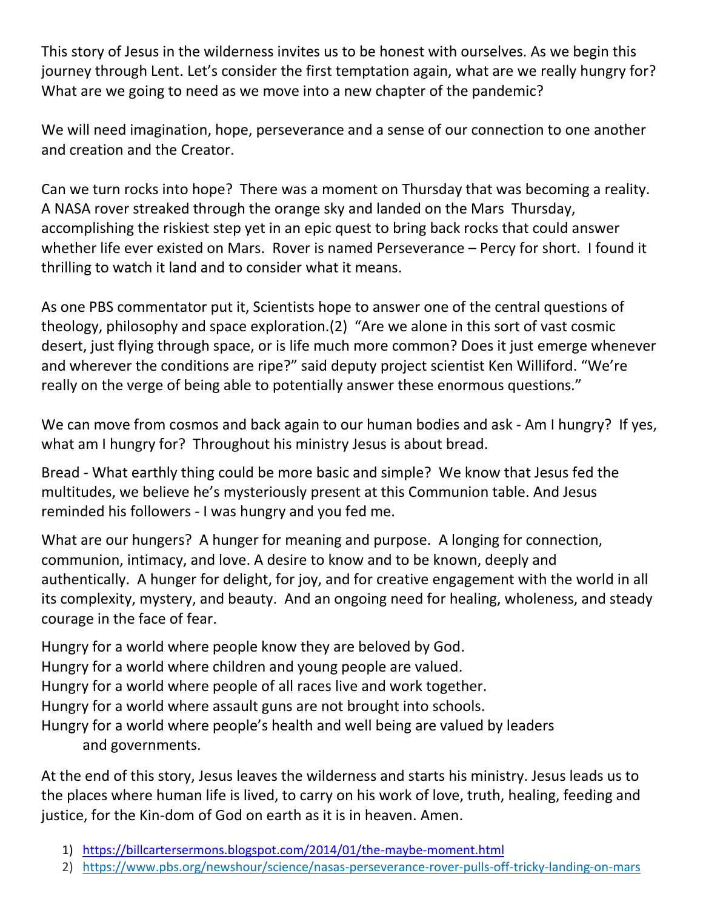This story of Jesus in the wilderness invites us to be honest with ourselves. As we begin this journey through Lent. Let's consider the first temptation again, what are we really hungry for? What are we going to need as we move into a new chapter of the pandemic?

We will need imagination, hope, perseverance and a sense of our connection to one another and creation and the Creator.

Can we turn rocks into hope? There was a moment on Thursday that was becoming a reality. A NASA rover streaked through the orange sky and landed on the Mars Thursday, accomplishing the riskiest step yet in an epic quest to bring back rocks that could answer whether life ever existed on Mars. Rover is named Perseverance – Percy for short. I found it thrilling to watch it land and to consider what it means.

As one PBS commentator put it, Scientists hope to answer one of the central questions of theology, philosophy and space exploration.(2) "Are we alone in this sort of vast cosmic desert, just flying through space, or is life much more common? Does it just emerge whenever and wherever the conditions are ripe?" said deputy project scientist Ken Williford. "We're really on the verge of being able to potentially answer these enormous questions."

We can move from cosmos and back again to our human bodies and ask - Am I hungry? If yes, what am I hungry for? Throughout his ministry Jesus is about bread.

Bread - What earthly thing could be more basic and simple? We know that Jesus fed the multitudes, we believe he's mysteriously present at this Communion table. And Jesus reminded his followers - I was hungry and you fed me.

What are our hungers? A hunger for meaning and purpose. A longing for connection, communion, intimacy, and love. A desire to know and to be known, deeply and authentically. A hunger for delight, for joy, and for creative engagement with the world in all its complexity, mystery, and beauty. And an ongoing need for healing, wholeness, and steady courage in the face of fear.

Hungry for a world where people know they are beloved by God.
Hungry for a world where children and young people are valued.
Hungry for a world where people of all races live and work together.
Hungry for a world where assault guns are not brought into schools.
Hungry for a world where people's health and well being are valued by leaders and governments.

At the end of this story, Jesus leaves the wilderness and starts his ministry. Jesus leads us to the places where human life is lived, to carry on his work of love, truth, healing, feeding and justice, for the Kin-dom of God on earth as it is in heaven. Amen.

1) https://billcartersermons.blogspot.com/2014/01/the-maybe-moment.html
2) https://www.pbs.org/newshour/science/nasas-perseverance-rover-pulls-off-tricky-landing-on-mars